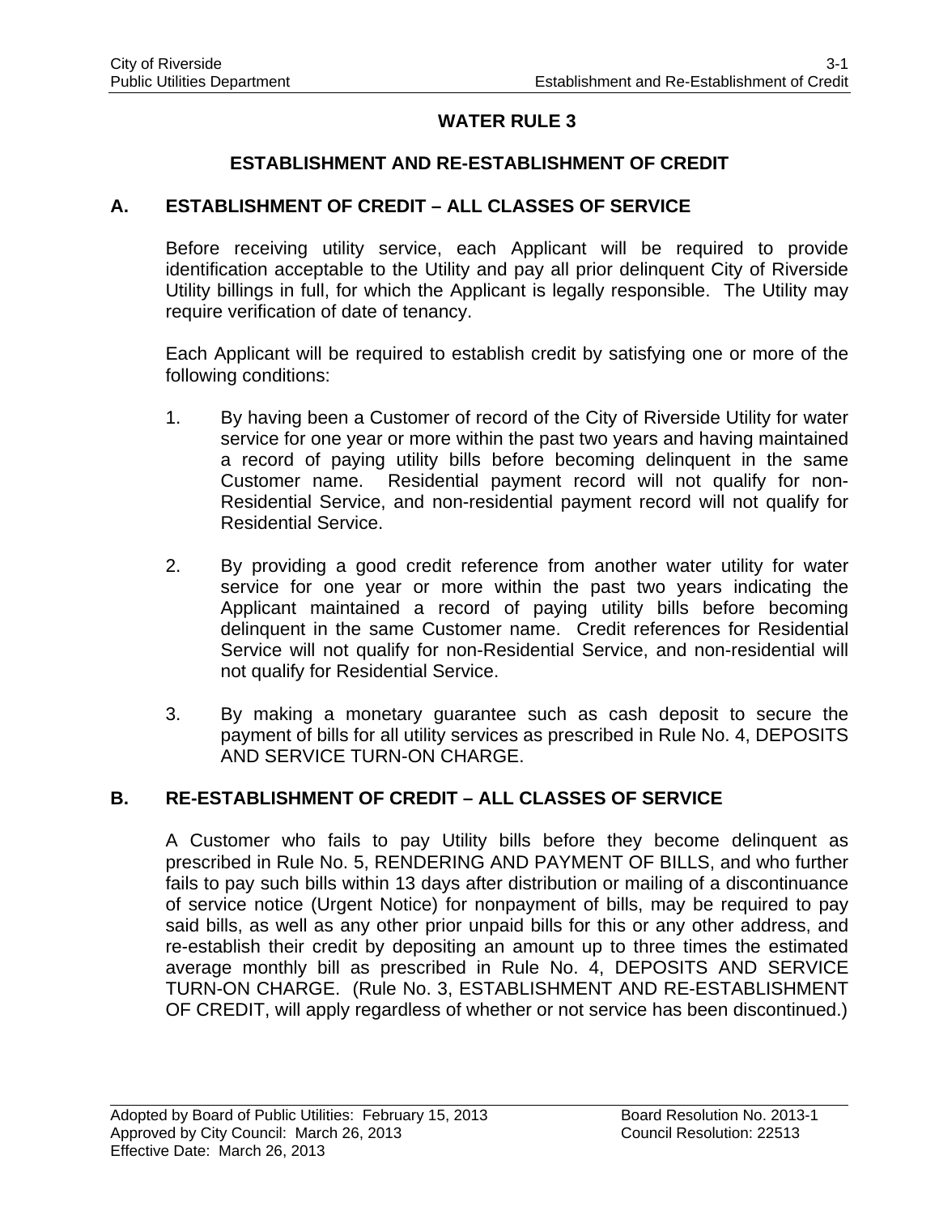# WATER RULE 3

## ESTABLISHMENT AND RE-ESTABLISHMENT OF CREDIT

### A. ESTABLISHMENT OF CREDIT – ALL CLASSES OF SERVICE

Before receiving utility service, each Applicant will be required to provide identification acceptable to the Utility and pay all prior delinquent City of Riverside Utility billings in full, for which the Applicant is legally responsible. The Utility may require verification of date of tenancy.

Each Applicant will be required to establish credit by satisfying one or more of the following conditions:

1. By having been a Customer of record of the City of Riverside Utility for water service for one year or more within the past two years and having maintained a record of paying utility bills before becoming delinquent in the same Customer name. Residential payment record will not qualify for non-Residential Service, and non-residential payment record will not qualify for Residential Service.

2. By providing a good credit reference from another water utility for water service for one year or more within the past two years indicating the Applicant maintained a record of paying utility bills before becoming delinquent in the same Customer name. Credit references for Residential Service will not qualify for non-Residential Service, and non-residential will not qualify for Residential Service.

3. By making a monetary guarantee such as cash deposit to secure the payment of bills for all utility services as prescribed in Rule No. 4, DEPOSITS AND SERVICE TURN-ON CHARGE.

### B. RE-ESTABLISHMENT OF CREDIT – ALL CLASSES OF SERVICE

A Customer who fails to pay Utility bills before they become delinquent as prescribed in Rule No. 5, RENDERING AND PAYMENT OF BILLS, and who further fails to pay such bills within 13 days after distribution or mailing of a discontinuance of service notice (Urgent Notice) for nonpayment of bills, may be required to pay said bills, as well as any other prior unpaid bills for this or any other address, and re-establish their credit by depositing an amount up to three times the estimated average monthly bill as prescribed in Rule No. 4, DEPOSITS AND SERVICE TURN-ON CHARGE. (Rule No. 3, ESTABLISHMENT AND RE-ESTABLISHMENT OF CREDIT, will apply regardless of whether or not service has been discontinued.)

Adopted by Board of Public Utilities: February 15, 2013 — Board Resolution No. 2013-1
Approved by City Council: March 26, 2013 — Council Resolution: 22513
Effective Date: March 26, 2013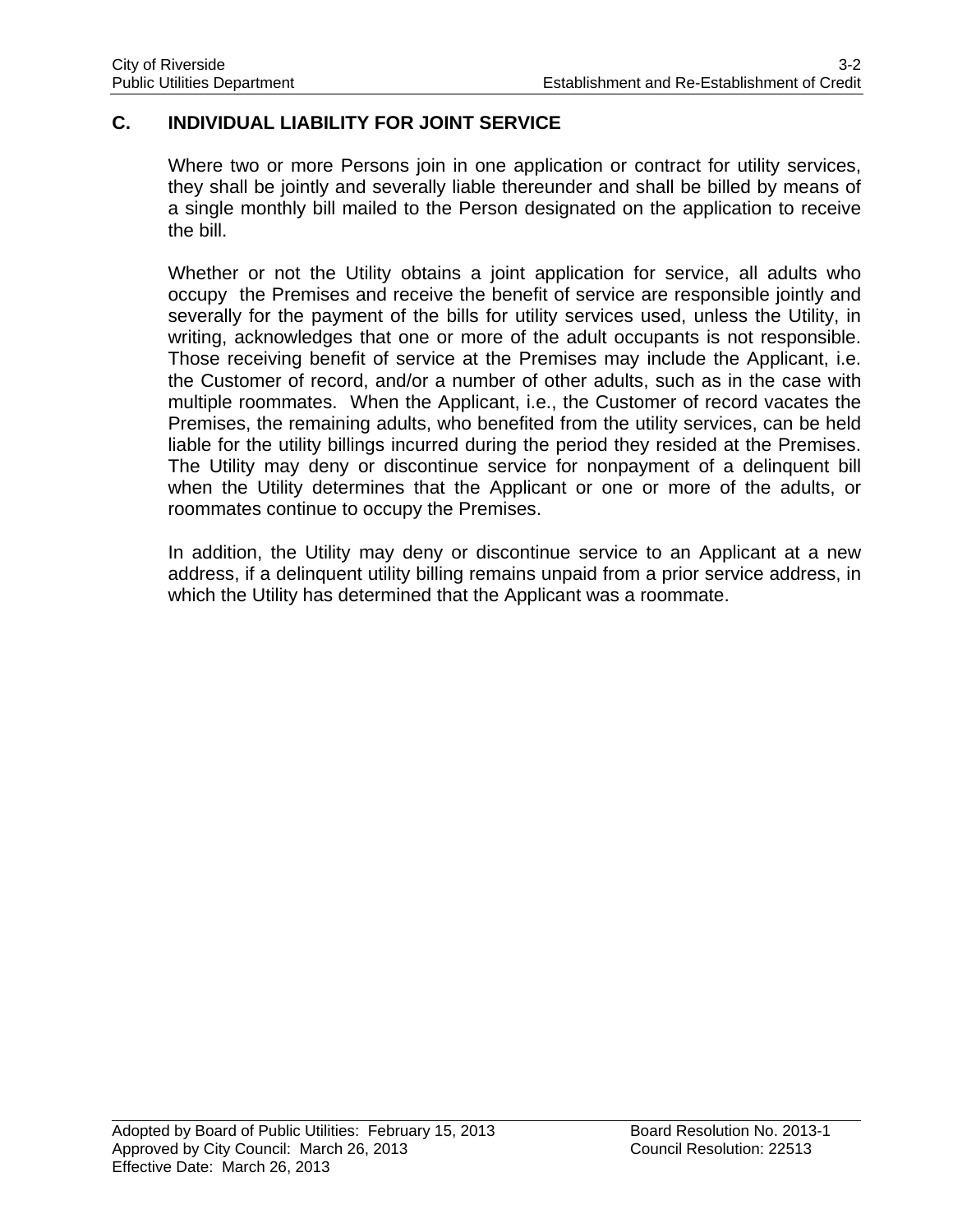## C. INDIVIDUAL LIABILITY FOR JOINT SERVICE

Where two or more Persons join in one application or contract for utility services, they shall be jointly and severally liable thereunder and shall be billed by means of a single monthly bill mailed to the Person designated on the application to receive the bill.

Whether or not the Utility obtains a joint application for service, all adults who occupy the Premises and receive the benefit of service are responsible jointly and severally for the payment of the bills for utility services used, unless the Utility, in writing, acknowledges that one or more of the adult occupants is not responsible. Those receiving benefit of service at the Premises may include the Applicant, i.e. the Customer of record, and/or a number of other adults, such as in the case with multiple roommates. When the Applicant, i.e., the Customer of record vacates the Premises, the remaining adults, who benefited from the utility services, can be held liable for the utility billings incurred during the period they resided at the Premises. The Utility may deny or discontinue service for nonpayment of a delinquent bill when the Utility determines that the Applicant or one or more of the adults, or roommates continue to occupy the Premises.

In addition, the Utility may deny or discontinue service to an Applicant at a new address, if a delinquent utility billing remains unpaid from a prior service address, in which the Utility has determined that the Applicant was a roommate.